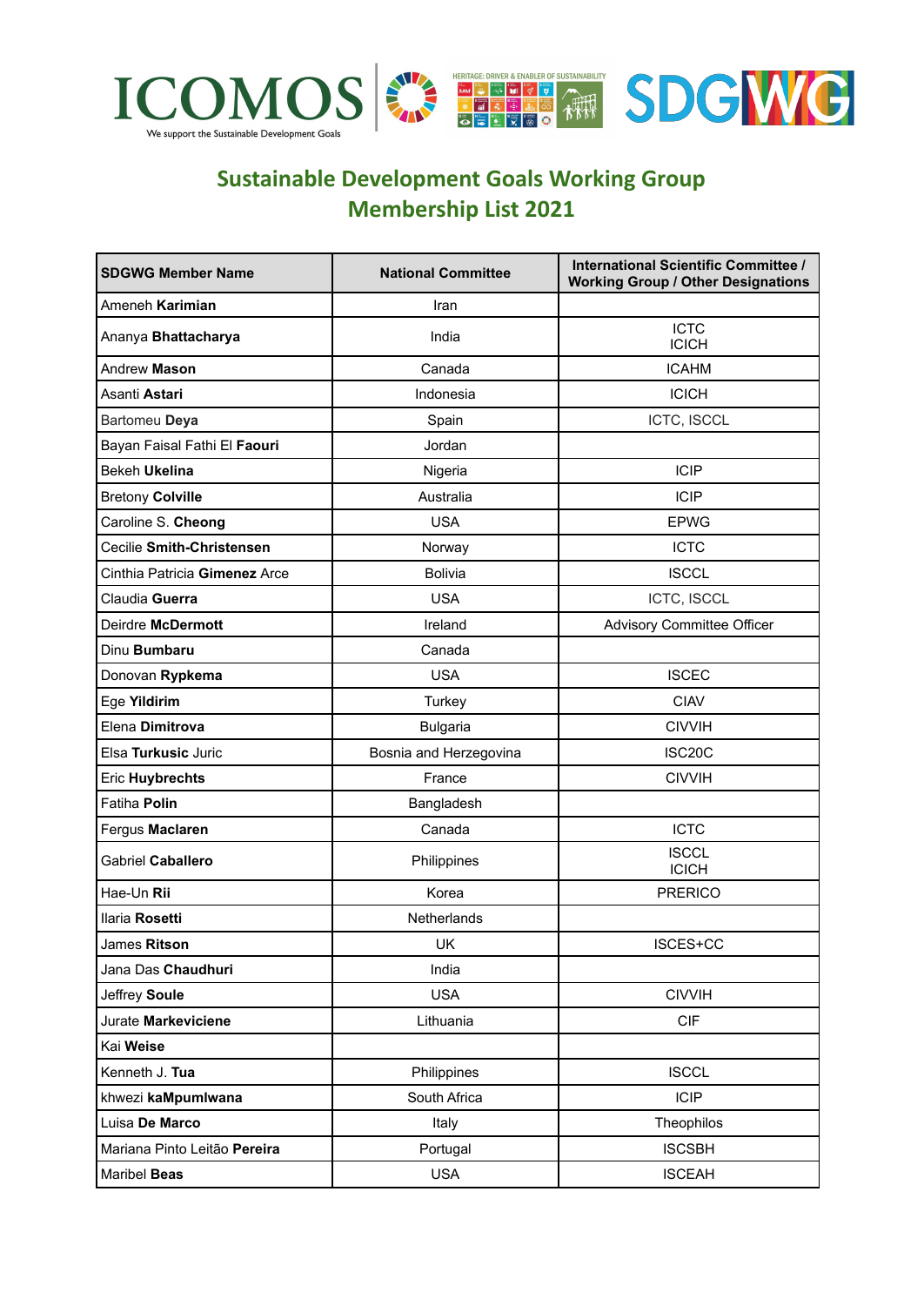ICOMOS
We support the Sustainable Development Goals

HERITAGE: DRIVER & ENABLER OF SUSTAINABILITY

SDGWG

## Sustainable Development Goals Working Group Membership List 2021

| SDGWG Member Name | National Committee | International Scientific Committee / Working Group / Other Designations |
|---|---|---|
| Ameneh **Karimian** | Iran | |
| Ananya **Bhattacharya** | India | ICTC<br>ICICH |
| Andrew **Mason** | Canada | ICAHM |
| Asanti **Astari** | Indonesia | ICICH |
| Bartomeu **Deya** | Spain | ICTC, ISCCL |
| Bayan Faisal Fathi El **Faouri** | Jordan | |
| Bekeh **Ukelina** | Nigeria | ICIP |
| Bretony **Colville** | Australia | ICIP |
| Caroline S. **Cheong** | USA | EPWG |
| Cecilie **Smith-Christensen** | Norway | ICTC |
| Cinthia Patricia **Gimenez** Arce | Bolivia | ISCCL |
| Claudia **Guerra** | USA | ICTC, ISCCL |
| Deirdre **McDermott** | Ireland | Advisory Committee Officer |
| Dinu **Bumbaru** | Canada | |
| Donovan **Rypkema** | USA | ISCEC |
| Ege **Yildirim** | Turkey | CIAV |
| Elena **Dimitrova** | Bulgaria | CIVVIH |
| Elsa **Turkusic** Juric | Bosnia and Herzegovina | ISC20C |
| Eric **Huybrechts** | France | CIVVIH |
| Fatiha **Polin** | Bangladesh | |
| Fergus **Maclaren** | Canada | ICTC |
| Gabriel **Caballero** | Philippines | ISCCL<br>ICICH |
| Hae-Un **Rii** | Korea | PRERICO |
| Ilaria **Rosetti** | Netherlands | |
| James **Ritson** | UK | ISCES+CC |
| Jana Das **Chaudhuri** | India | |
| Jeffrey **Soule** | USA | CIVVIH |
| Jurate **Markeviciene** | Lithuania | CIF |
| Kai **Weise** | | |
| Kenneth J. **Tua** | Philippines | ISCCL |
| khwezi **kaMpumlwana** | South Africa | ICIP |
| Luisa **De Marco** | Italy | Theophilos |
| Mariana Pinto Leitão **Pereira** | Portugal | ISCSBH |
| Maribel **Beas** | USA | ISCEAH |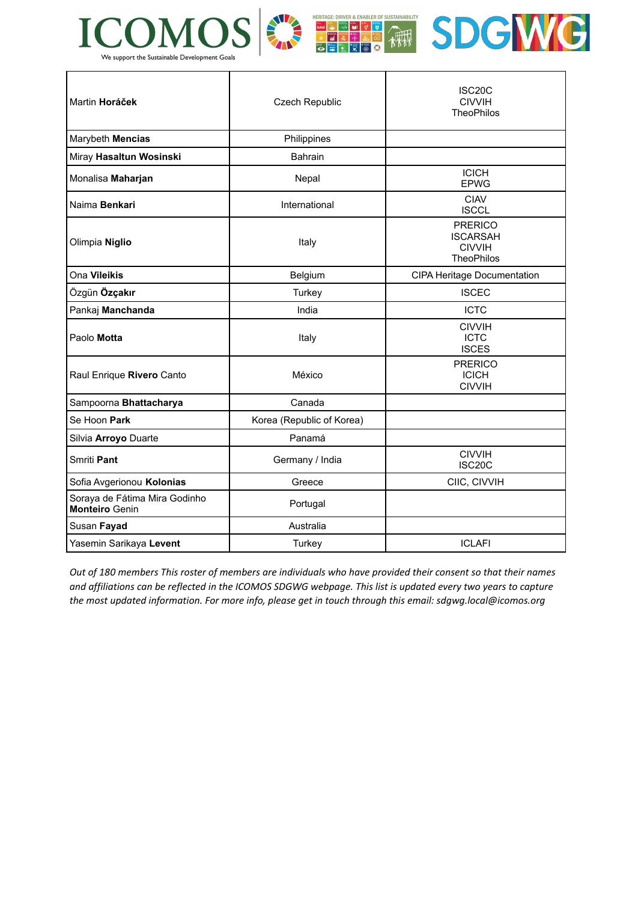| | | |
|---|---|---|
| Martin **Horáček** | Czech Republic | ISC20C<br>CIVVIH<br>TheoPhilos |
| Marybeth **Mencias** | Philippines | |
| Miray **Hasaltun Wosinski** | Bahrain | |
| Monalisa **Maharjan** | Nepal | ICICH<br>EPWG |
| Naima **Benkari** | International | CIAV<br>ISCCL |
| Olimpia **Niglio** | Italy | PRERICO<br>ISCARSAH<br>CIVVIH<br>TheoPhilos |
| Ona **Vileikis** | Belgium | CIPA Heritage Documentation |
| Özgün **Özçakır** | Turkey | ISCEC |
| Pankaj **Manchanda** | India | ICTC |
| Paolo **Motta** | Italy | CIVVIH<br>ICTC<br>ISCES |
| Raul Enrique **Rivero** Canto | México | PRERICO<br>ICICH<br>CIVVIH |
| Sampoorna **Bhattacharya** | Canada | |
| Se Hoon **Park** | Korea (Republic of Korea) | |
| Silvia **Arroyo** Duarte | Panamá | |
| Smriti **Pant** | Germany / India | CIVVIH<br>ISC20C |
| Sofia Avgerionou **Kolonias** | Greece | CIIC, CIVVIH |
| Soraya de Fátima Mira Godinho **Monteiro** Genin | Portugal | |
| Susan **Fayad** | Australia | |
| Yasemin Sarikaya **Levent** | Turkey | ICLAFI |

*Out of 180 members This roster of members are individuals who have provided their consent so that their names and affiliations can be reflected in the ICOMOS SDGWG webpage. This list is updated every two years to capture the most updated information. For more info, please get in touch through this email: sdgwg.local@icomos.org*